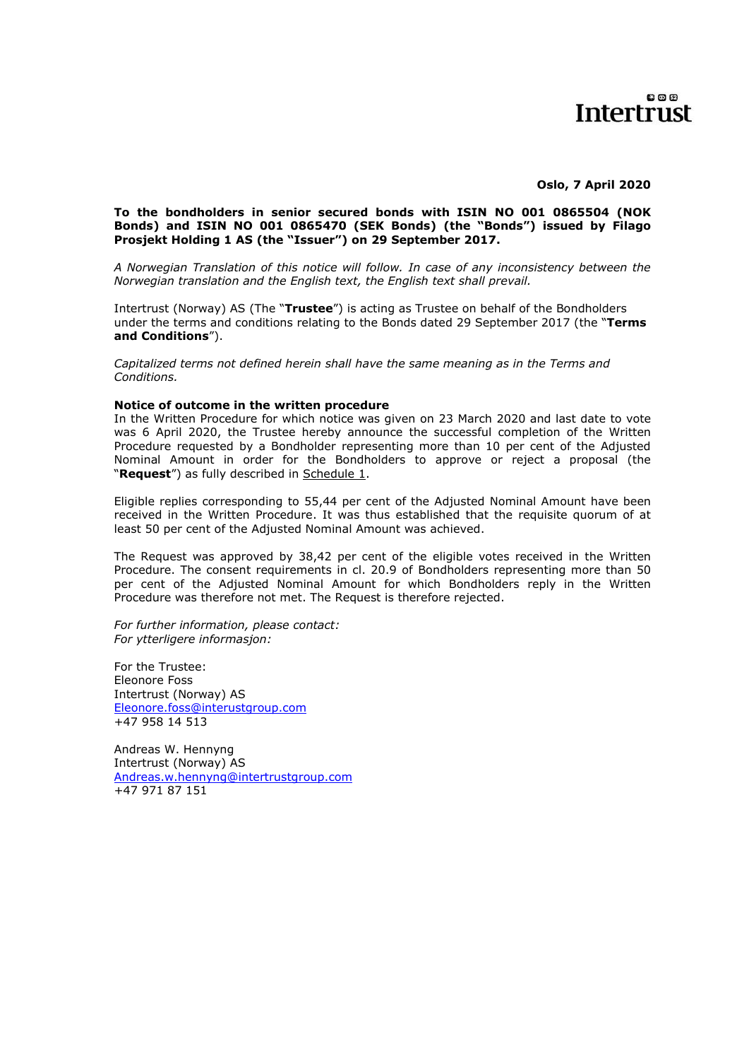Intertrust

**Oslo, 7 April 2020**

**To the bondholders in senior secured bonds with ISIN NO 001 0865504 (NOK Bonds) and ISIN NO 001 0865470 (SEK Bonds) (the "Bonds") issued by Filago Prosjekt Holding 1 AS (the "Issuer") on 29 September 2017.**

*A Norwegian Translation of this notice will follow. In case of any inconsistency between the Norwegian translation and the English text, the English text shall prevail.*

Intertrust (Norway) AS (The "**Trustee**") is acting as Trustee on behalf of the Bondholders under the terms and conditions relating to the Bonds dated 29 September 2017 (the "**Terms and Conditions**").

*Capitalized terms not defined herein shall have the same meaning as in the Terms and Conditions.*

**Notice of outcome in the written procedure**

In the Written Procedure for which notice was given on 23 March 2020 and last date to vote was 6 April 2020, the Trustee hereby announce the successful completion of the Written Procedure requested by a Bondholder representing more than 10 per cent of the Adjusted Nominal Amount in order for the Bondholders to approve or reject a proposal (the "**Request**") as fully described in Schedule 1.

Eligible replies corresponding to 55,44 per cent of the Adjusted Nominal Amount have been received in the Written Procedure. It was thus established that the requisite quorum of at least 50 per cent of the Adjusted Nominal Amount was achieved.

The Request was approved by 38,42 per cent of the eligible votes received in the Written Procedure. The consent requirements in cl. 20.9 of Bondholders representing more than 50 per cent of the Adjusted Nominal Amount for which Bondholders reply in the Written Procedure was therefore not met. The Request is therefore rejected.

*For further information, please contact:*
*For ytterligere informasjon:*

For the Trustee:
Eleonore Foss
Intertrust (Norway) AS
Eleonore.foss@interustgroup.com
+47 958 14 513

Andreas W. Hennyng
Intertrust (Norway) AS
Andreas.w.hennyng@intertrustgroup.com
+47 971 87 151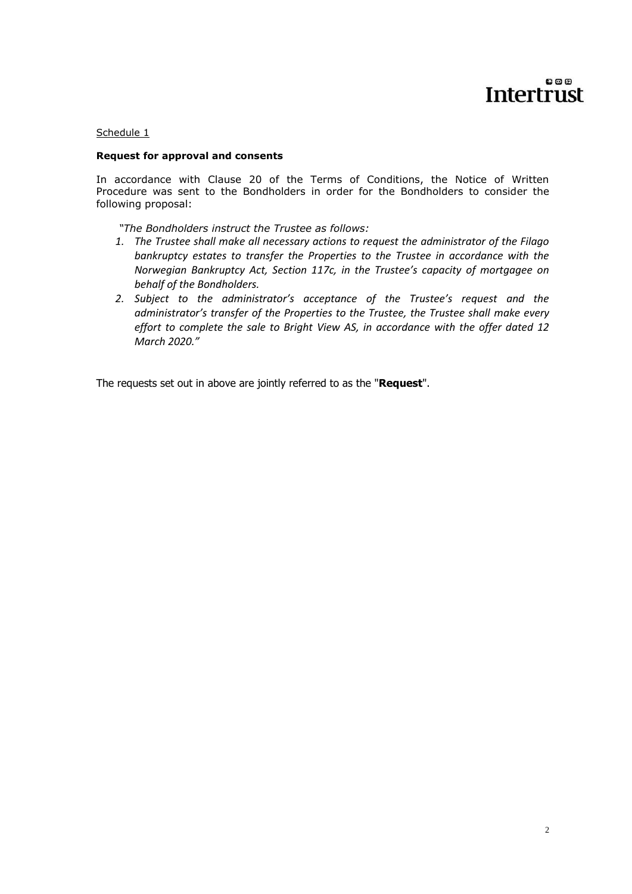Schedule 1

**Request for approval and consents**

In accordance with Clause 20 of the Terms of Conditions, the Notice of Written Procedure was sent to the Bondholders in order for the Bondholders to consider the following proposal:

*"The Bondholders instruct the Trustee as follows:*

1. *The Trustee shall make all necessary actions to request the administrator of the Filago bankruptcy estates to transfer the Properties to the Trustee in accordance with the Norwegian Bankruptcy Act, Section 117c, in the Trustee's capacity of mortgagee on behalf of the Bondholders.*
2. *Subject to the administrator's acceptance of the Trustee's request and the administrator's transfer of the Properties to the Trustee, the Trustee shall make every effort to complete the sale to Bright View AS, in accordance with the offer dated 12 March 2020."*

The requests set out in above are jointly referred to as the "**Request**".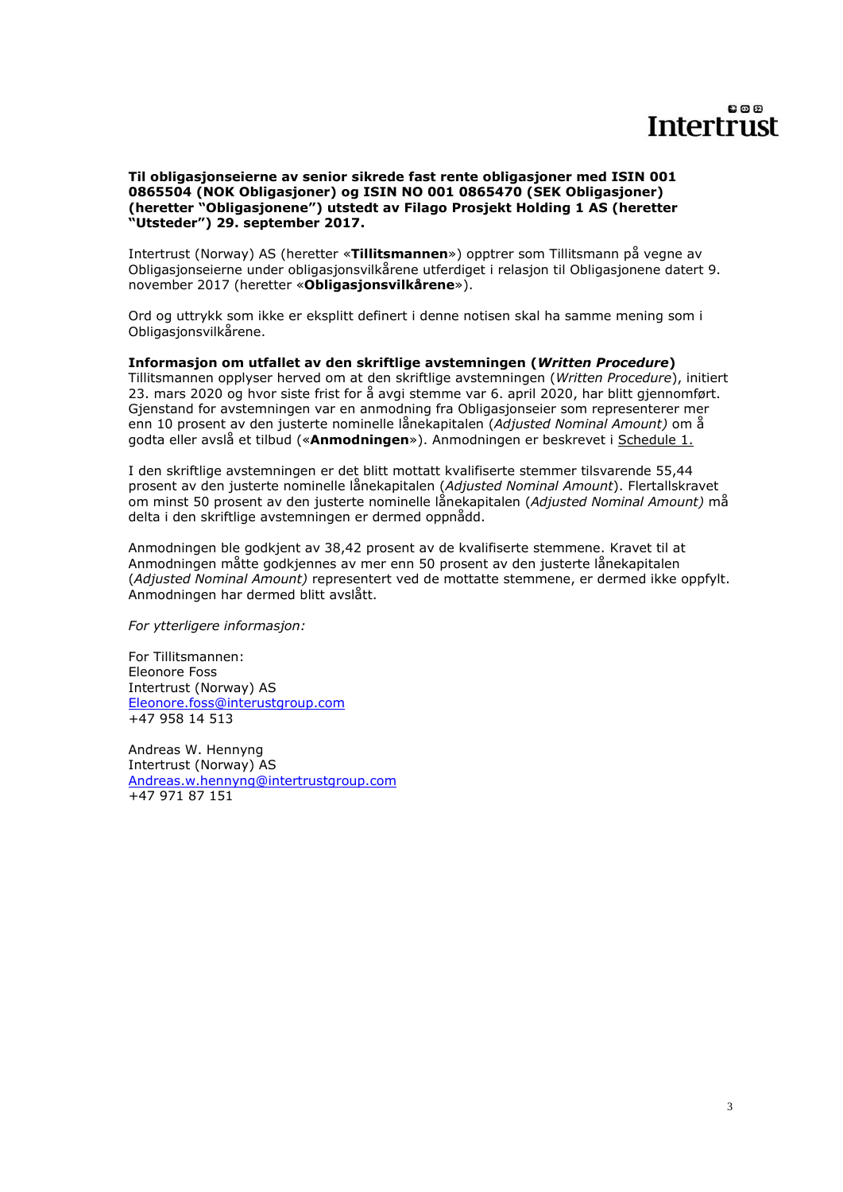**Til obligasjonseierne av senior sikrede fast rente obligasjoner med ISIN 001 0865504 (NOK Obligasjoner) og ISIN NO 001 0865470 (SEK Obligasjoner) (heretter "Obligasjonene") utstedt av Filago Prosjekt Holding 1 AS (heretter "Utsteder") 29. september 2017.**

Intertrust (Norway) AS (heretter «**Tillitsmannen**») opptrer som Tillitsmann på vegne av Obligasjonseierne under obligasjonsvilkårene utferdiget i relasjon til Obligasjonene datert 9. november 2017 (heretter «**Obligasjonsvilkårene**»).

Ord og uttrykk som ikke er eksplitt definert i denne notisen skal ha samme mening som i Obligasjonsvilkårene.

**Informasjon om utfallet av den skriftlige avstemningen (*Written Procedure*)**
Tillitsmannen opplyser herved om at den skriftlige avstemningen (*Written Procedure*), initiert 23. mars 2020 og hvor siste frist for å avgi stemme var 6. april 2020, har blitt gjennomført. Gjenstand for avstemningen var en anmodning fra Obligasjonseier som representerer mer enn 10 prosent av den justerte nominelle lånekapitalen (*Adjusted Nominal Amount)* om å godta eller avslå et tilbud («**Anmodningen**»). Anmodningen er beskrevet i Schedule 1.

I den skriftlige avstemningen er det blitt mottatt kvalifiserte stemmer tilsvarende 55,44 prosent av den justerte nominelle lånekapitalen (*Adjusted Nominal Amount*). Flertallskravet om minst 50 prosent av den justerte nominelle lånekapitalen (*Adjusted Nominal Amount)* må delta i den skriftlige avstemningen er dermed oppnådd.

Anmodningen ble godkjent av 38,42 prosent av de kvalifiserte stemmene. Kravet til at Anmodningen måtte godkjennes av mer enn 50 prosent av den justerte lånekapitalen (*Adjusted Nominal Amount)* representert ved de mottatte stemmene, er dermed ikke oppfylt. Anmodningen har dermed blitt avslått.

*For ytterligere informasjon:*

For Tillitsmannen:
Eleonore Foss
Intertrust (Norway) AS
Eleonore.foss@interustgroup.com
+47 958 14 513

Andreas W. Hennyng
Intertrust (Norway) AS
Andreas.w.hennyng@intertrustgroup.com
+47 971 87 151